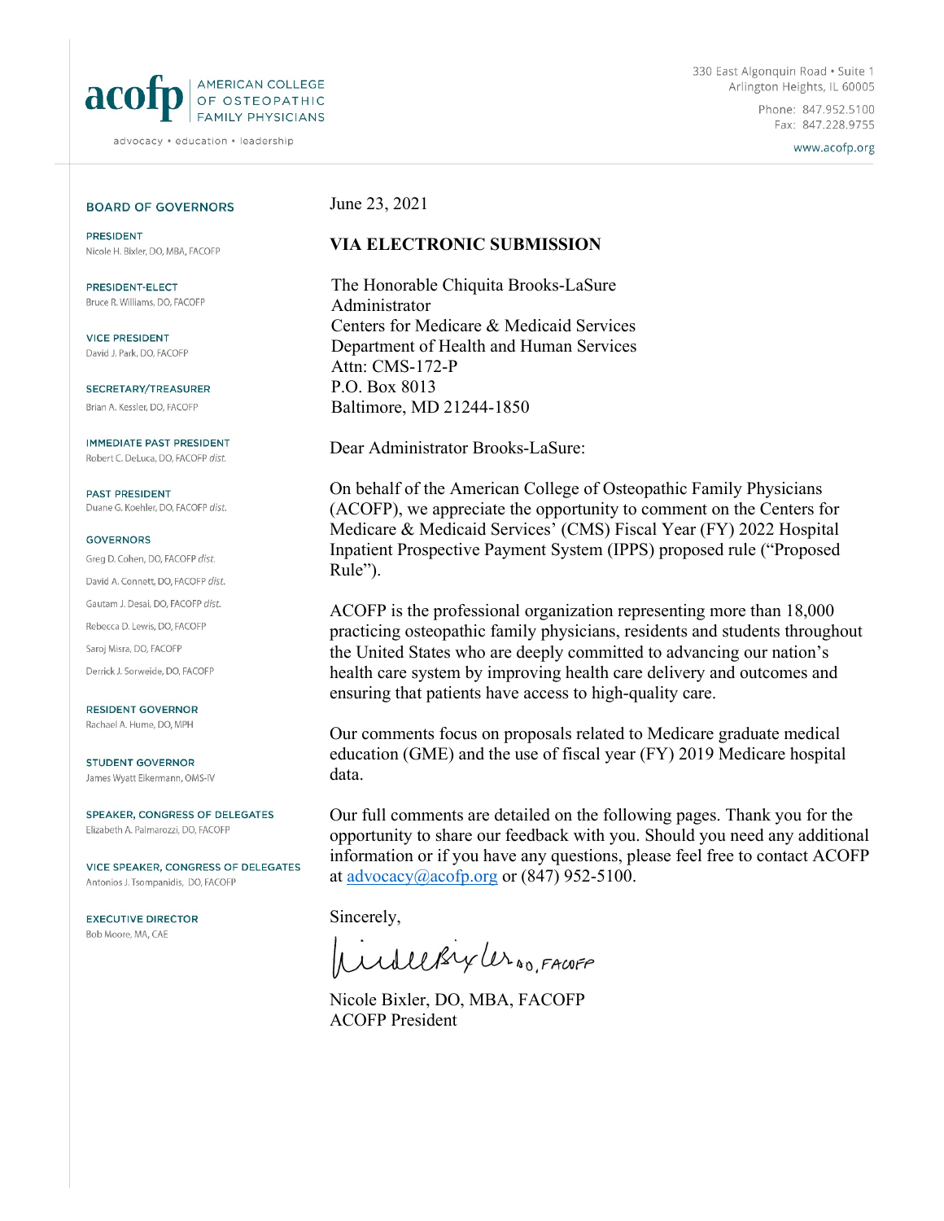**acofp** | AMERICAN COLLEGE OF OSTEOPATHIC FAMILY PHYSICIANS

advocacy • education • leadership

330 East Algonquin Road • Suite 1
Arlington Heights, IL 60005

Phone: 847.952.5100
Fax: 847.228.9755

www.acofp.org

**BOARD OF GOVERNORS**

PRESIDENT
Nicole H. Bixler, DO, MBA, FACOFP

PRESIDENT-ELECT
Bruce R. Williams, DO, FACOFP

VICE PRESIDENT
David J. Park, DO, FACOFP

SECRETARY/TREASURER
Brian A. Kessler, DO, FACOFP

IMMEDIATE PAST PRESIDENT
Robert C. DeLuca, DO, FACOFP *dist.*

PAST PRESIDENT
Duane G. Koehler, DO, FACOFP *dist.*

GOVERNORS
Greg D. Cohen, DO, FACOFP *dist.*
David A. Connett, DO, FACOFP *dist.*
Gautam J. Desai, DO, FACOFP *dist.*
Rebecca D. Lewis, DO, FACOFP
Saroj Misra, DO, FACOFP
Derrick J. Sorweide, DO, FACOFP

RESIDENT GOVERNOR
Rachael A. Hume, DO, MPH

STUDENT GOVERNOR
James Wyatt Eikermann, OMS-IV

SPEAKER, CONGRESS OF DELEGATES
Elizabeth A. Palmarozzi, DO, FACOFP

VICE SPEAKER, CONGRESS OF DELEGATES
Antonios J. Tsompanidis, DO, FACOFP

EXECUTIVE DIRECTOR
Bob Moore, MA, CAE

June 23, 2021

**VIA ELECTRONIC SUBMISSION**

The Honorable Chiquita Brooks-LaSure
Administrator
Centers for Medicare & Medicaid Services
Department of Health and Human Services
Attn: CMS-172-P
P.O. Box 8013
Baltimore, MD 21244-1850

Dear Administrator Brooks-LaSure:

On behalf of the American College of Osteopathic Family Physicians (ACOFP), we appreciate the opportunity to comment on the Centers for Medicare & Medicaid Services' (CMS) Fiscal Year (FY) 2022 Hospital Inpatient Prospective Payment System (IPPS) proposed rule ("Proposed Rule").

ACOFP is the professional organization representing more than 18,000 practicing osteopathic family physicians, residents and students throughout the United States who are deeply committed to advancing our nation's health care system by improving health care delivery and outcomes and ensuring that patients have access to high-quality care.

Our comments focus on proposals related to Medicare graduate medical education (GME) and the use of fiscal year (FY) 2019 Medicare hospital data.

Our full comments are detailed on the following pages. Thank you for the opportunity to share our feedback with you. Should you need any additional information or if you have any questions, please feel free to contact ACOFP at advocacy@acofp.org or (847) 952-5100.

Sincerely,

Nicole Bixler, DO, FACOFP

Nicole Bixler, DO, MBA, FACOFP
ACOFP President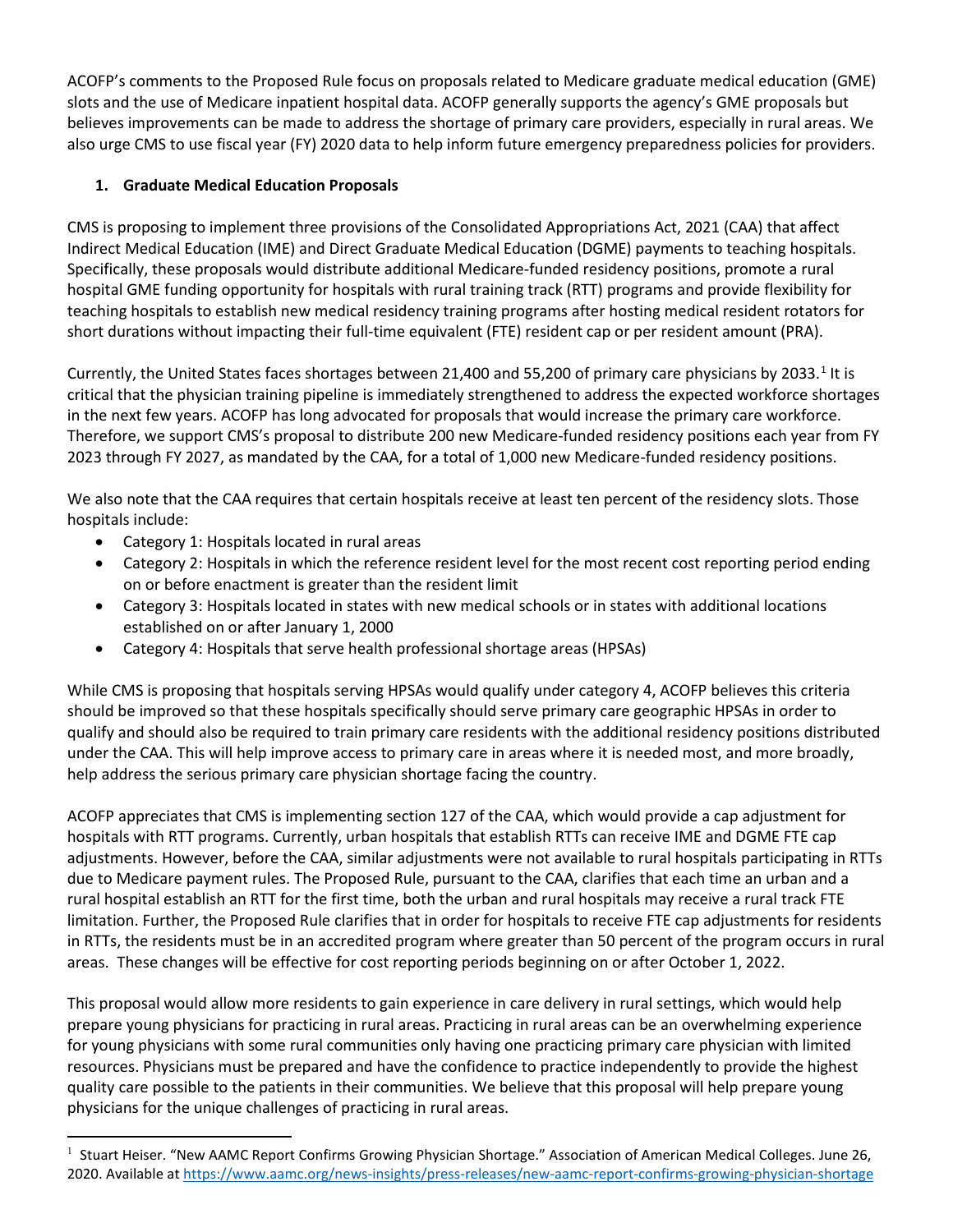ACOFP's comments to the Proposed Rule focus on proposals related to Medicare graduate medical education (GME) slots and the use of Medicare inpatient hospital data. ACOFP generally supports the agency's GME proposals but believes improvements can be made to address the shortage of primary care providers, especially in rural areas. We also urge CMS to use fiscal year (FY) 2020 data to help inform future emergency preparedness policies for providers.

1. **Graduate Medical Education Proposals**

CMS is proposing to implement three provisions of the Consolidated Appropriations Act, 2021 (CAA) that affect Indirect Medical Education (IME) and Direct Graduate Medical Education (DGME) payments to teaching hospitals. Specifically, these proposals would distribute additional Medicare-funded residency positions, promote a rural hospital GME funding opportunity for hospitals with rural training track (RTT) programs and provide flexibility for teaching hospitals to establish new medical residency training programs after hosting medical resident rotators for short durations without impacting their full-time equivalent (FTE) resident cap or per resident amount (PRA).

Currently, the United States faces shortages between 21,400 and 55,200 of primary care physicians by 2033.[1] It is critical that the physician training pipeline is immediately strengthened to address the expected workforce shortages in the next few years. ACOFP has long advocated for proposals that would increase the primary care workforce. Therefore, we support CMS's proposal to distribute 200 new Medicare-funded residency positions each year from FY 2023 through FY 2027, as mandated by the CAA, for a total of 1,000 new Medicare-funded residency positions.

We also note that the CAA requires that certain hospitals receive at least ten percent of the residency slots. Those hospitals include:

- Category 1: Hospitals located in rural areas
- Category 2: Hospitals in which the reference resident level for the most recent cost reporting period ending on or before enactment is greater than the resident limit
- Category 3: Hospitals located in states with new medical schools or in states with additional locations established on or after January 1, 2000
- Category 4: Hospitals that serve health professional shortage areas (HPSAs)

While CMS is proposing that hospitals serving HPSAs would qualify under category 4, ACOFP believes this criteria should be improved so that these hospitals specifically should serve primary care geographic HPSAs in order to qualify and should also be required to train primary care residents with the additional residency positions distributed under the CAA. This will help improve access to primary care in areas where it is needed most, and more broadly, help address the serious primary care physician shortage facing the country.

ACOFP appreciates that CMS is implementing section 127 of the CAA, which would provide a cap adjustment for hospitals with RTT programs. Currently, urban hospitals that establish RTTs can receive IME and DGME FTE cap adjustments. However, before the CAA, similar adjustments were not available to rural hospitals participating in RTTs due to Medicare payment rules. The Proposed Rule, pursuant to the CAA, clarifies that each time an urban and a rural hospital establish an RTT for the first time, both the urban and rural hospitals may receive a rural track FTE limitation. Further, the Proposed Rule clarifies that in order for hospitals to receive FTE cap adjustments for residents in RTTs, the residents must be in an accredited program where greater than 50 percent of the program occurs in rural areas. These changes will be effective for cost reporting periods beginning on or after October 1, 2022.

This proposal would allow more residents to gain experience in care delivery in rural settings, which would help prepare young physicians for practicing in rural areas. Practicing in rural areas can be an overwhelming experience for young physicians with some rural communities only having one practicing primary care physician with limited resources. Physicians must be prepared and have the confidence to practice independently to provide the highest quality care possible to the patients in their communities. We believe that this proposal will help prepare young physicians for the unique challenges of practicing in rural areas.

---

[1] Stuart Heiser. "New AAMC Report Confirms Growing Physician Shortage." Association of American Medical Colleges. June 26, 2020. Available at https://www.aamc.org/news-insights/press-releases/new-aamc-report-confirms-growing-physician-shortage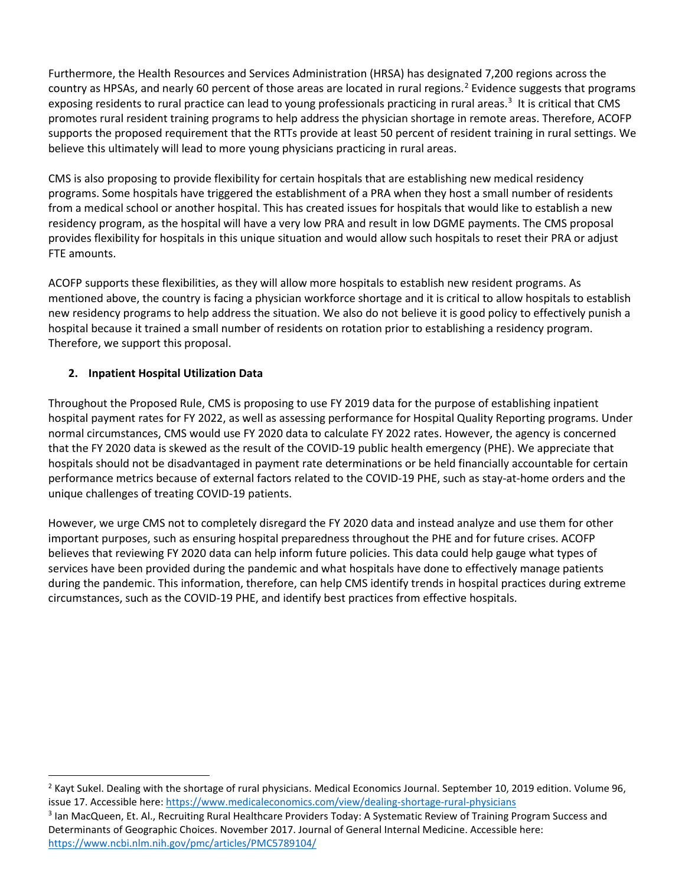Furthermore, the Health Resources and Services Administration (HRSA) has designated 7,200 regions across the country as HPSAs, and nearly 60 percent of those areas are located in rural regions.[2] Evidence suggests that programs exposing residents to rural practice can lead to young professionals practicing in rural areas.[3] It is critical that CMS promotes rural resident training programs to help address the physician shortage in remote areas. Therefore, ACOFP supports the proposed requirement that the RTTs provide at least 50 percent of resident training in rural settings. We believe this ultimately will lead to more young physicians practicing in rural areas.

CMS is also proposing to provide flexibility for certain hospitals that are establishing new medical residency programs. Some hospitals have triggered the establishment of a PRA when they host a small number of residents from a medical school or another hospital. This has created issues for hospitals that would like to establish a new residency program, as the hospital will have a very low PRA and result in low DGME payments. The CMS proposal provides flexibility for hospitals in this unique situation and would allow such hospitals to reset their PRA or adjust FTE amounts.

ACOFP supports these flexibilities, as they will allow more hospitals to establish new resident programs. As mentioned above, the country is facing a physician workforce shortage and it is critical to allow hospitals to establish new residency programs to help address the situation. We also do not believe it is good policy to effectively punish a hospital because it trained a small number of residents on rotation prior to establishing a residency program. Therefore, we support this proposal.

## 2. Inpatient Hospital Utilization Data

Throughout the Proposed Rule, CMS is proposing to use FY 2019 data for the purpose of establishing inpatient hospital payment rates for FY 2022, as well as assessing performance for Hospital Quality Reporting programs. Under normal circumstances, CMS would use FY 2020 data to calculate FY 2022 rates. However, the agency is concerned that the FY 2020 data is skewed as the result of the COVID-19 public health emergency (PHE). We appreciate that hospitals should not be disadvantaged in payment rate determinations or be held financially accountable for certain performance metrics because of external factors related to the COVID-19 PHE, such as stay-at-home orders and the unique challenges of treating COVID-19 patients.

However, we urge CMS not to completely disregard the FY 2020 data and instead analyze and use them for other important purposes, such as ensuring hospital preparedness throughout the PHE and for future crises. ACOFP believes that reviewing FY 2020 data can help inform future policies. This data could help gauge what types of services have been provided during the pandemic and what hospitals have done to effectively manage patients during the pandemic. This information, therefore, can help CMS identify trends in hospital practices during extreme circumstances, such as the COVID-19 PHE, and identify best practices from effective hospitals.

---

[2] Kayt Sukel. Dealing with the shortage of rural physicians. Medical Economics Journal. September 10, 2019 edition. Volume 96, issue 17. Accessible here: https://www.medicaleconomics.com/view/dealing-shortage-rural-physicians

[3] Ian MacQueen, Et. Al., Recruiting Rural Healthcare Providers Today: A Systematic Review of Training Program Success and Determinants of Geographic Choices. November 2017. Journal of General Internal Medicine. Accessible here: https://www.ncbi.nlm.nih.gov/pmc/articles/PMC5789104/